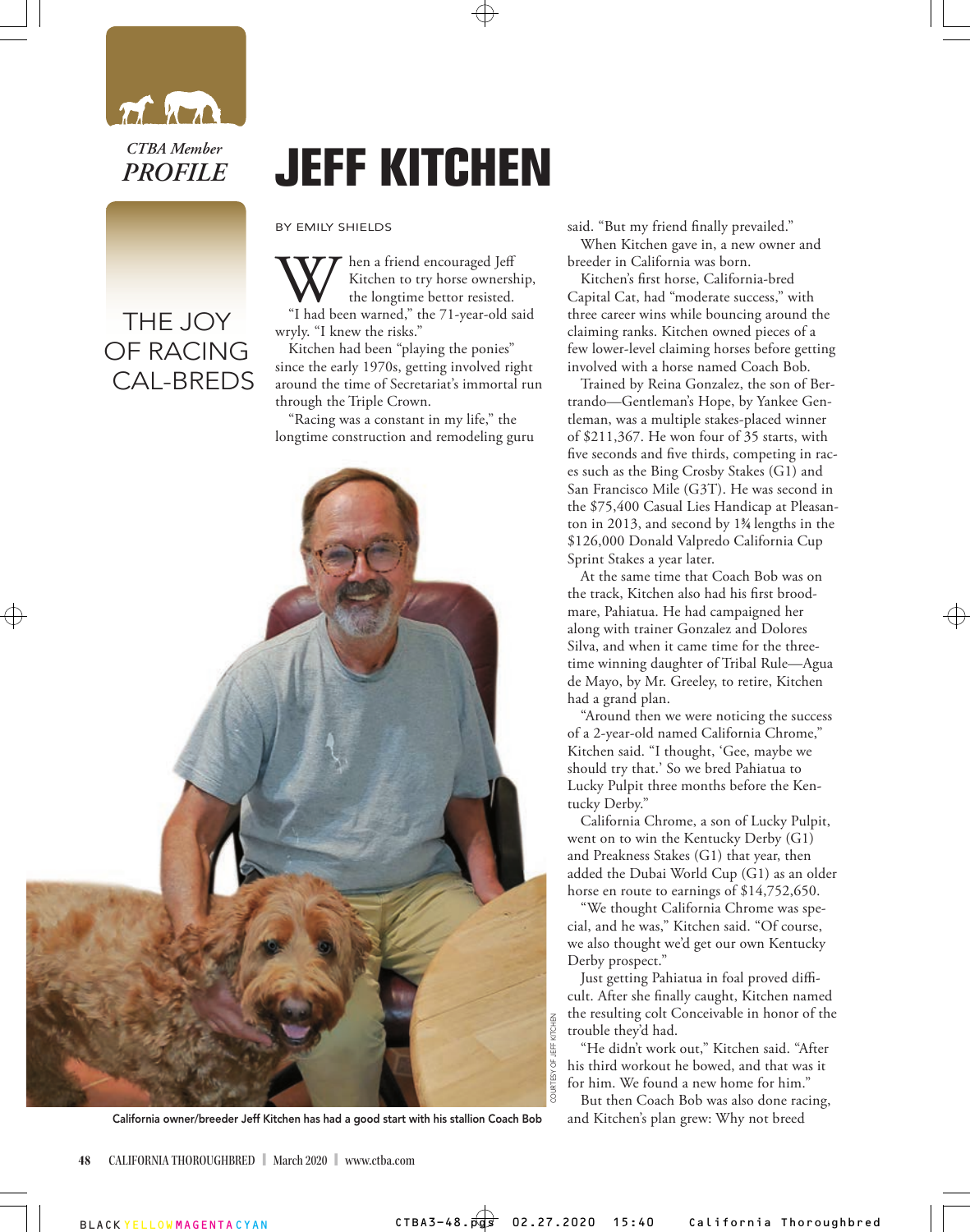*CTBA Member* ***PROFILE***

THE JOY OF RACING CAL-BREDS

# JEFF KITCHEN

BY EMILY SHIELDS

When a friend encouraged Jeff Kitchen to try horse ownership, the longtime bettor resisted.

"I had been warned," the 71-year-old said wryly. "I knew the risks."

Kitchen had been "playing the ponies" since the early 1970s, getting involved right around the time of Secretariat's immortal run through the Triple Crown.

"Racing was a constant in my life," the longtime construction and remodeling guru said. "But my friend finally prevailed."

When Kitchen gave in, a new owner and breeder in California was born.

Kitchen's first horse, California-bred Capital Cat, had "moderate success," with three career wins while bouncing around the claiming ranks. Kitchen owned pieces of a few lower-level claiming horses before getting involved with a horse named Coach Bob.

Trained by Reina Gonzalez, the son of Bertrando—Gentleman's Hope, by Yankee Gentleman, was a multiple stakes-placed winner of $211,367. He won four of 35 starts, with five seconds and five thirds, competing in races such as the Bing Crosby Stakes (G1) and San Francisco Mile (G3T). He was second in the $75,400 Casual Lies Handicap at Pleasanton in 2013, and second by 1¾ lengths in the $126,000 Donald Valpredo California Cup Sprint Stakes a year later.

At the same time that Coach Bob was on the track, Kitchen also had his first broodmare, Pahiatua. He had campaigned her along with trainer Gonzalez and Dolores Silva, and when it came time for the three-time winning daughter of Tribal Rule—Agua de Mayo, by Mr. Greeley, to retire, Kitchen had a grand plan.

"Around then we were noticing the success of a 2-year-old named California Chrome," Kitchen said. "I thought, 'Gee, maybe we should try that.' So we bred Pahiatua to Lucky Pulpit three months before the Kentucky Derby."

California Chrome, a son of Lucky Pulpit, went on to win the Kentucky Derby (G1) and Preakness Stakes (G1) that year, then added the Dubai World Cup (G1) as an older horse en route to earnings of $14,752,650.

"We thought California Chrome was special, and he was," Kitchen said. "Of course, we also thought we'd get our own Kentucky Derby prospect."

Just getting Pahiatua in foal proved difficult. After she finally caught, Kitchen named the resulting colt Conceivable in honor of the trouble they'd had.

"He didn't work out," Kitchen said. "After his third workout he bowed, and that was it for him. We found a new home for him."

But then Coach Bob was also done racing, and Kitchen's plan grew: Why not breed

COURTESY OF JEFF KITCHEN

California owner/breeder Jeff Kitchen has had a good start with his stallion Coach Bob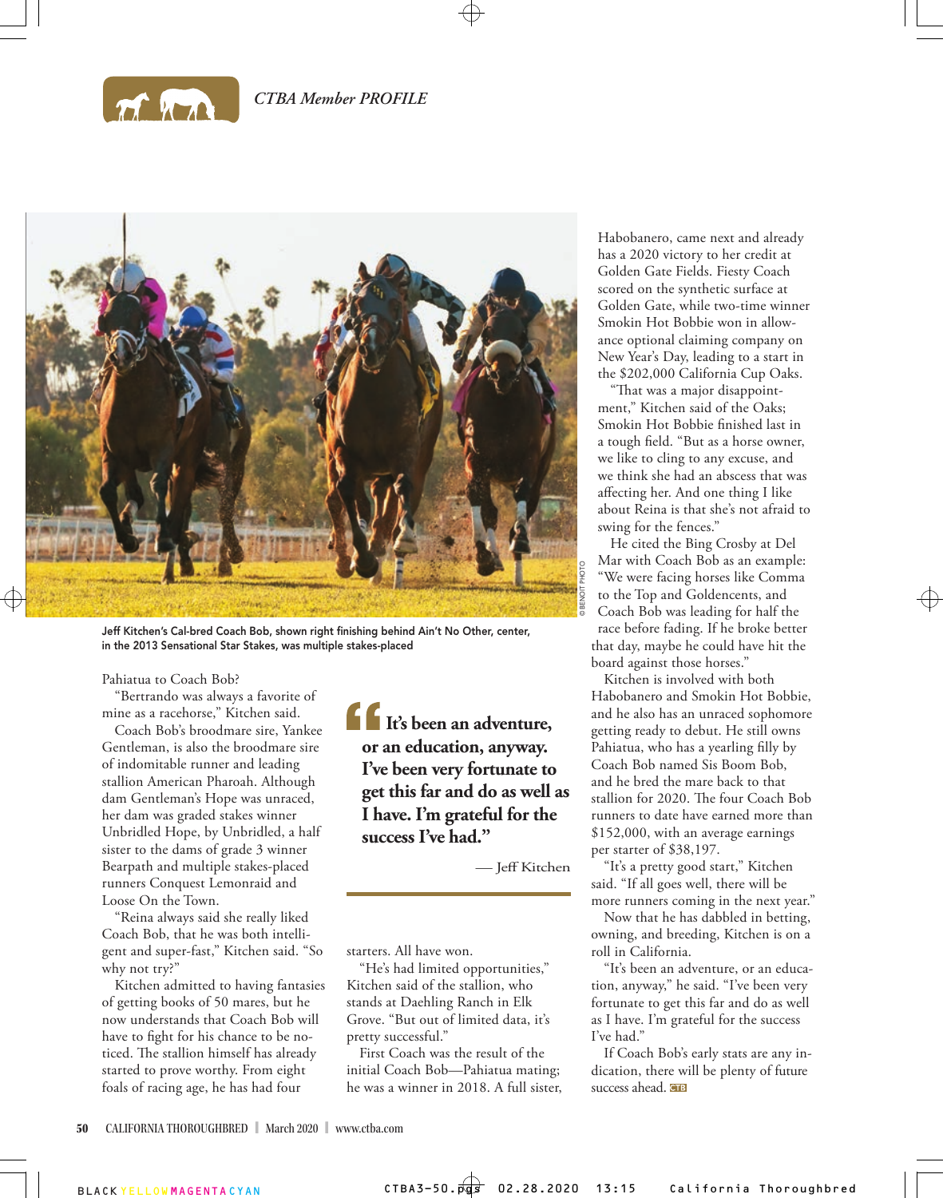*CTBA Member PROFILE*

Jeff Kitchen's Cal-bred Coach Bob, shown right finishing behind Ain't No Other, center, in the 2013 Sensational Star Stakes, was multiple stakes-placed

© BENOIT PHOTO

Pahiatua to Coach Bob?

"Bertrando was always a favorite of mine as a racehorse," Kitchen said.

Coach Bob's broodmare sire, Yankee Gentleman, is also the broodmare sire of indomitable runner and leading stallion American Pharoah. Although dam Gentleman's Hope was unraced, her dam was graded stakes winner Unbridled Hope, by Unbridled, a half sister to the dams of grade 3 winner Bearpath and multiple stakes-placed runners Conquest Lemonraid and Loose On the Town.

"Reina always said she really liked Coach Bob, that he was both intelligent and super-fast," Kitchen said. "So why not try?"

Kitchen admitted to having fantasies of getting books of 50 mares, but he now understands that Coach Bob will have to fight for his chance to be noticed. The stallion himself has already started to prove worthy. From eight foals of racing age, he has had four starters. All have won.

"He's had limited opportunities," Kitchen said of the stallion, who stands at Daehling Ranch in Elk Grove. "But out of limited data, it's pretty successful."

First Coach was the result of the initial Coach Bob—Pahiatua mating; he was a winner in 2018. A full sister, Habobanero, came next and already has a 2020 victory to her credit at Golden Gate Fields. Fiesty Coach scored on the synthetic surface at Golden Gate, while two-time winner Smokin Hot Bobbie won in allowance optional claiming company on New Year's Day, leading to a start in the $202,000 California Cup Oaks.

"That was a major disappointment," Kitchen said of the Oaks; Smokin Hot Bobbie finished last in a tough field. "But as a horse owner, we like to cling to any excuse, and we think she had an abscess that was affecting her. And one thing I like about Reina is that she's not afraid to swing for the fences."

He cited the Bing Crosby at Del Mar with Coach Bob as an example: "We were facing horses like Comma to the Top and Goldencents, and Coach Bob was leading for half the race before fading. If he broke better that day, maybe he could have hit the board against those horses."

Kitchen is involved with both Habobanero and Smokin Hot Bobbie, and he also has an unraced sophomore getting ready to debut. He still owns Pahiatua, who has a yearling filly by Coach Bob named Sis Boom Bob, and he bred the mare back to that stallion for 2020. The four Coach Bob runners to date have earned more than $152,000, with an average earnings per starter of $38,197.

"It's a pretty good start," Kitchen said. "If all goes well, there will be more runners coming in the next year."

Now that he has dabbled in betting, owning, and breeding, Kitchen is on a roll in California.

"It's been an adventure, or an education, anyway," he said. "I've been very fortunate to get this far and do as well as I have. I'm grateful for the success I've had."

If Coach Bob's early stats are any indication, there will be plenty of future success ahead.

> **"It's been an adventure, or an education, anyway. I've been very fortunate to get this far and do as well as I have. I'm grateful for the success I've had."**
>
> — Jeff Kitchen